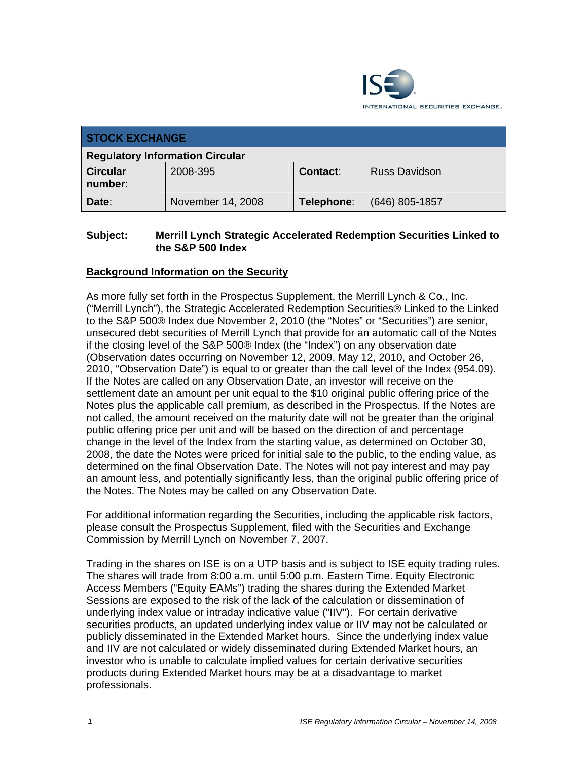ISE INTERNATIONAL SECURITIES EXCHANGE.

| STOCK EXCHANGE | | | |
|---|---|---|---|
| **Regulatory Information Circular** | | | |
| **Circular number**: | 2008-395 | **Contact**: | Russ Davidson |
| **Date**: | November 14, 2008 | **Telephone**: | (646) 805-1857 |

**Subject: Merrill Lynch Strategic Accelerated Redemption Securities Linked to the S&P 500 Index**

## Background Information on the Security

As more fully set forth in the Prospectus Supplement, the Merrill Lynch & Co., Inc. ("Merrill Lynch"), the Strategic Accelerated Redemption Securities® Linked to the Linked to the S&P 500® Index due November 2, 2010 (the "Notes" or "Securities") are senior, unsecured debt securities of Merrill Lynch that provide for an automatic call of the Notes if the closing level of the S&P 500® Index (the "Index") on any observation date (Observation dates occurring on November 12, 2009, May 12, 2010, and October 26, 2010, "Observation Date") is equal to or greater than the call level of the Index (954.09). If the Notes are called on any Observation Date, an investor will receive on the settlement date an amount per unit equal to the $10 original public offering price of the Notes plus the applicable call premium, as described in the Prospectus. If the Notes are not called, the amount received on the maturity date will not be greater than the original public offering price per unit and will be based on the direction of and percentage change in the level of the Index from the starting value, as determined on October 30, 2008, the date the Notes were priced for initial sale to the public, to the ending value, as determined on the final Observation Date. The Notes will not pay interest and may pay an amount less, and potentially significantly less, than the original public offering price of the Notes. The Notes may be called on any Observation Date.

For additional information regarding the Securities, including the applicable risk factors, please consult the Prospectus Supplement, filed with the Securities and Exchange Commission by Merrill Lynch on November 7, 2007.

Trading in the shares on ISE is on a UTP basis and is subject to ISE equity trading rules. The shares will trade from 8:00 a.m. until 5:00 p.m. Eastern Time. Equity Electronic Access Members ("Equity EAMs") trading the shares during the Extended Market Sessions are exposed to the risk of the lack of the calculation or dissemination of underlying index value or intraday indicative value ("IIV"). For certain derivative securities products, an updated underlying index value or IIV may not be calculated or publicly disseminated in the Extended Market hours. Since the underlying index value and IIV are not calculated or widely disseminated during Extended Market hours, an investor who is unable to calculate implied values for certain derivative securities products during Extended Market hours may be at a disadvantage to market professionals.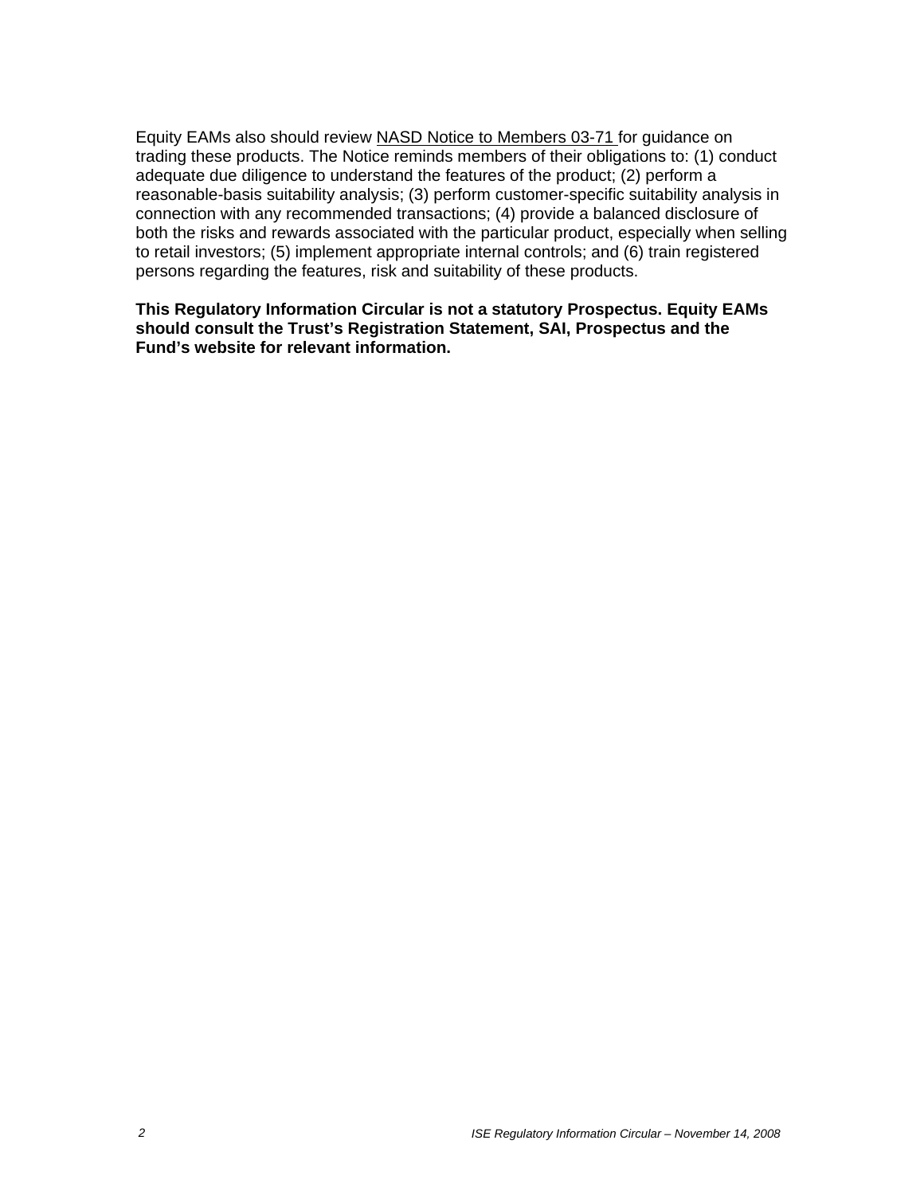Equity EAMs also should review NASD Notice to Members 03-71 for guidance on trading these products. The Notice reminds members of their obligations to: (1) conduct adequate due diligence to understand the features of the product; (2) perform a reasonable-basis suitability analysis; (3) perform customer-specific suitability analysis in connection with any recommended transactions; (4) provide a balanced disclosure of both the risks and rewards associated with the particular product, especially when selling to retail investors; (5) implement appropriate internal controls; and (6) train registered persons regarding the features, risk and suitability of these products.

**This Regulatory Information Circular is not a statutory Prospectus. Equity EAMs should consult the Trust's Registration Statement, SAI, Prospectus and the Fund's website for relevant information.**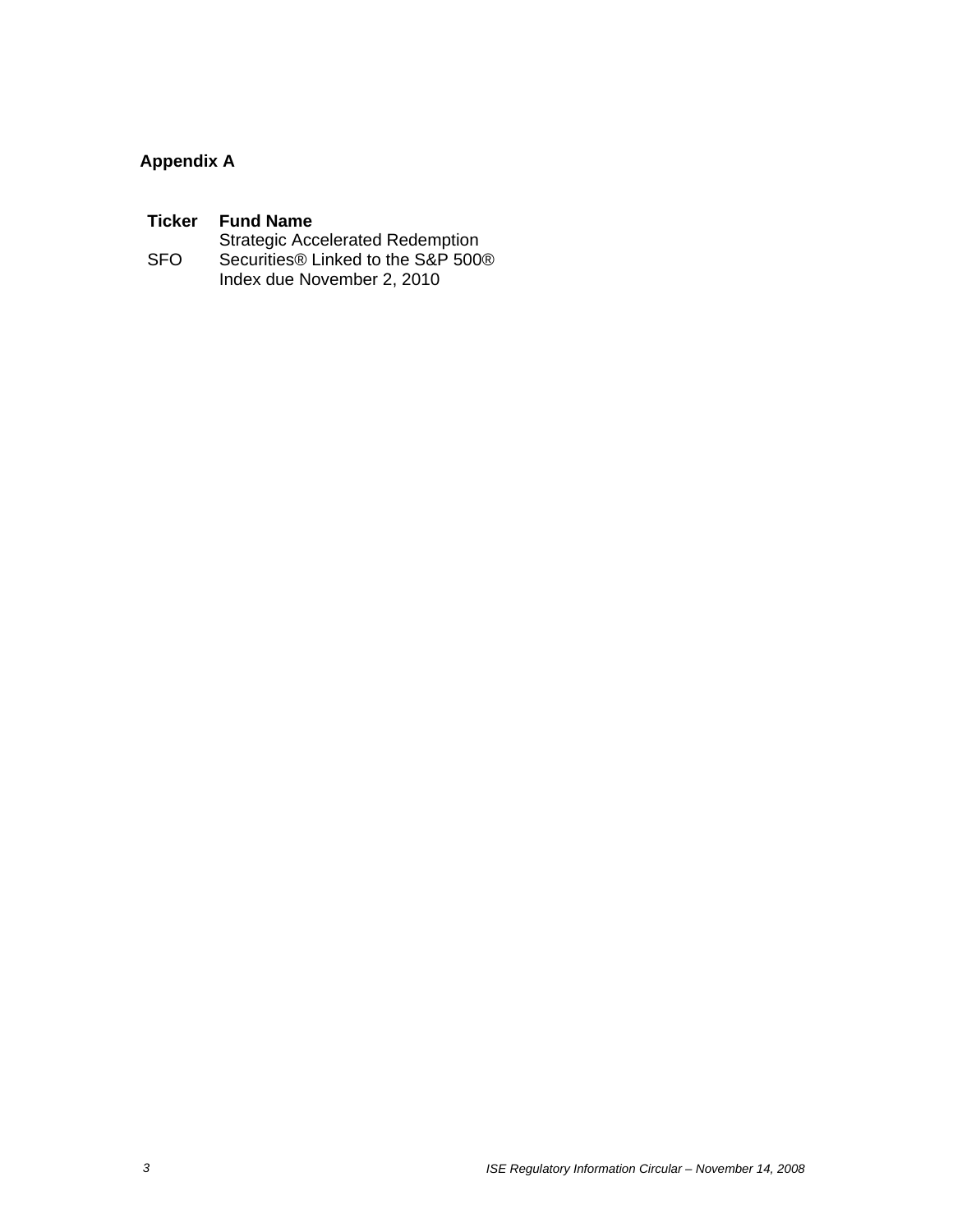**Appendix A**

| Ticker | Fund Name |
|---|---|
| SFO | Strategic Accelerated Redemption Securities® Linked to the S&P 500® Index due November 2, 2010 |